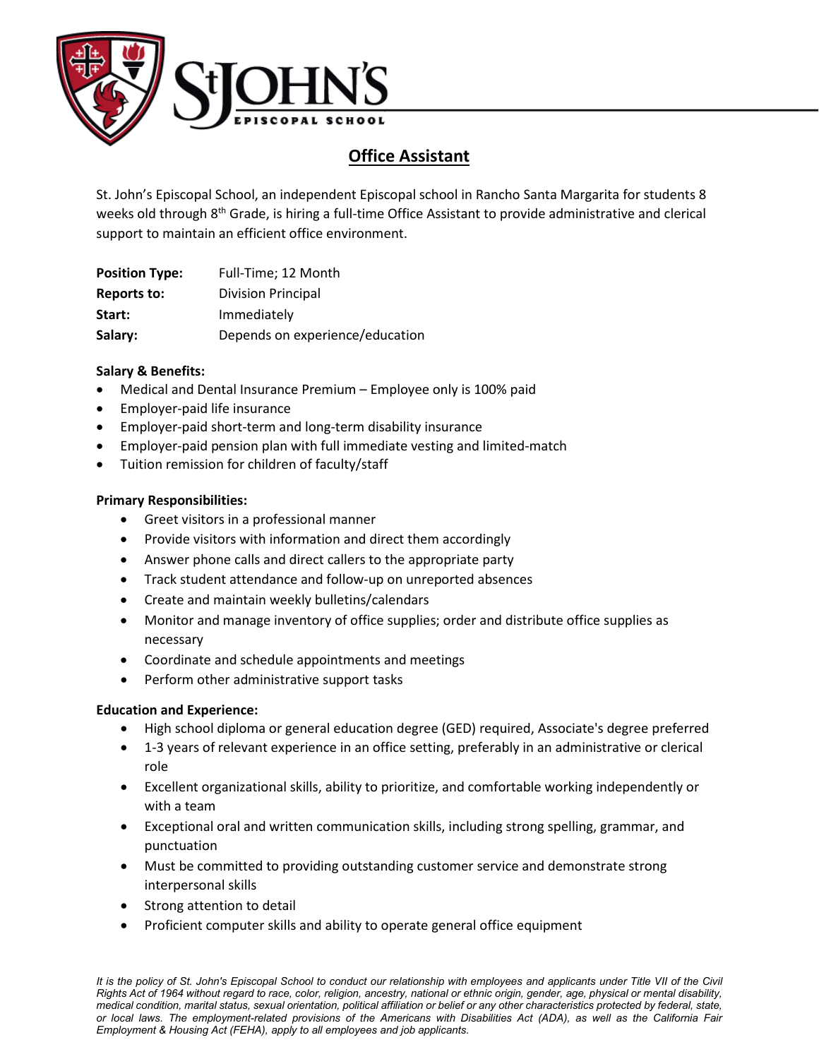St. John's Episcopal School

# Office Assistant

St. John's Episcopal School, an independent Episcopal school in Rancho Santa Margarita for students 8 weeks old through 8th Grade, is hiring a full-time Office Assistant to provide administrative and clerical support to maintain an efficient office environment.

| | |
|---|---|
| **Position Type:** | Full-Time; 12 Month |
| **Reports to:** | Division Principal |
| **Start:** | Immediately |
| **Salary:** | Depends on experience/education |

**Salary & Benefits:**

- Medical and Dental Insurance Premium – Employee only is 100% paid
- Employer-paid life insurance
- Employer-paid short-term and long-term disability insurance
- Employer-paid pension plan with full immediate vesting and limited-match
- Tuition remission for children of faculty/staff

**Primary Responsibilities:**

- Greet visitors in a professional manner
- Provide visitors with information and direct them accordingly
- Answer phone calls and direct callers to the appropriate party
- Track student attendance and follow-up on unreported absences
- Create and maintain weekly bulletins/calendars
- Monitor and manage inventory of office supplies; order and distribute office supplies as necessary
- Coordinate and schedule appointments and meetings
- Perform other administrative support tasks

**Education and Experience:**

- High school diploma or general education degree (GED) required, Associate's degree preferred
- 1-3 years of relevant experience in an office setting, preferably in an administrative or clerical role
- Excellent organizational skills, ability to prioritize, and comfortable working independently or with a team
- Exceptional oral and written communication skills, including strong spelling, grammar, and punctuation
- Must be committed to providing outstanding customer service and demonstrate strong interpersonal skills
- Strong attention to detail
- Proficient computer skills and ability to operate general office equipment

*It is the policy of St. John's Episcopal School to conduct our relationship with employees and applicants under Title VII of the Civil Rights Act of 1964 without regard to race, color, religion, ancestry, national or ethnic origin, gender, age, physical or mental disability, medical condition, marital status, sexual orientation, political affiliation or belief or any other characteristics protected by federal, state, or local laws. The employment-related provisions of the Americans with Disabilities Act (ADA), as well as the California Fair Employment & Housing Act (FEHA), apply to all employees and job applicants.*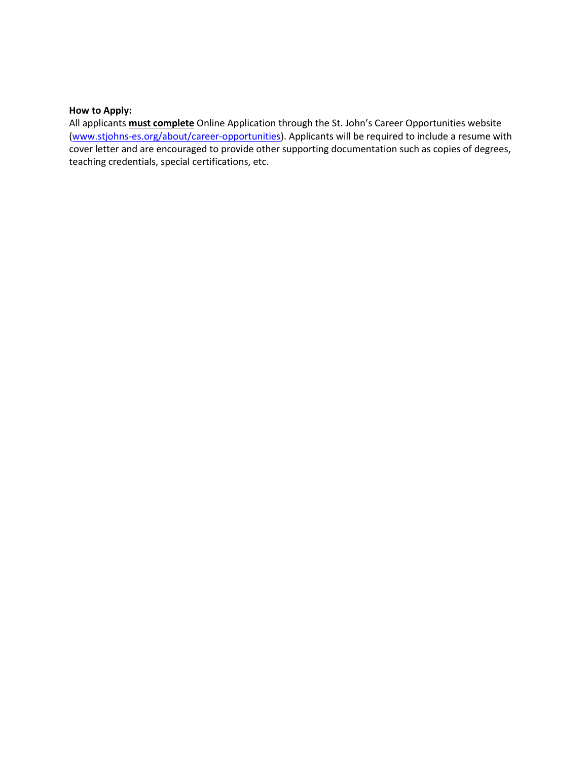**How to Apply:**

All applicants **must complete** Online Application through the St. John's Career Opportunities website ([www.stjohns-es.org/about/career-opportunities](www.stjohns-es.org/about/career-opportunities)). Applicants will be required to include a resume with cover letter and are encouraged to provide other supporting documentation such as copies of degrees, teaching credentials, special certifications, etc.